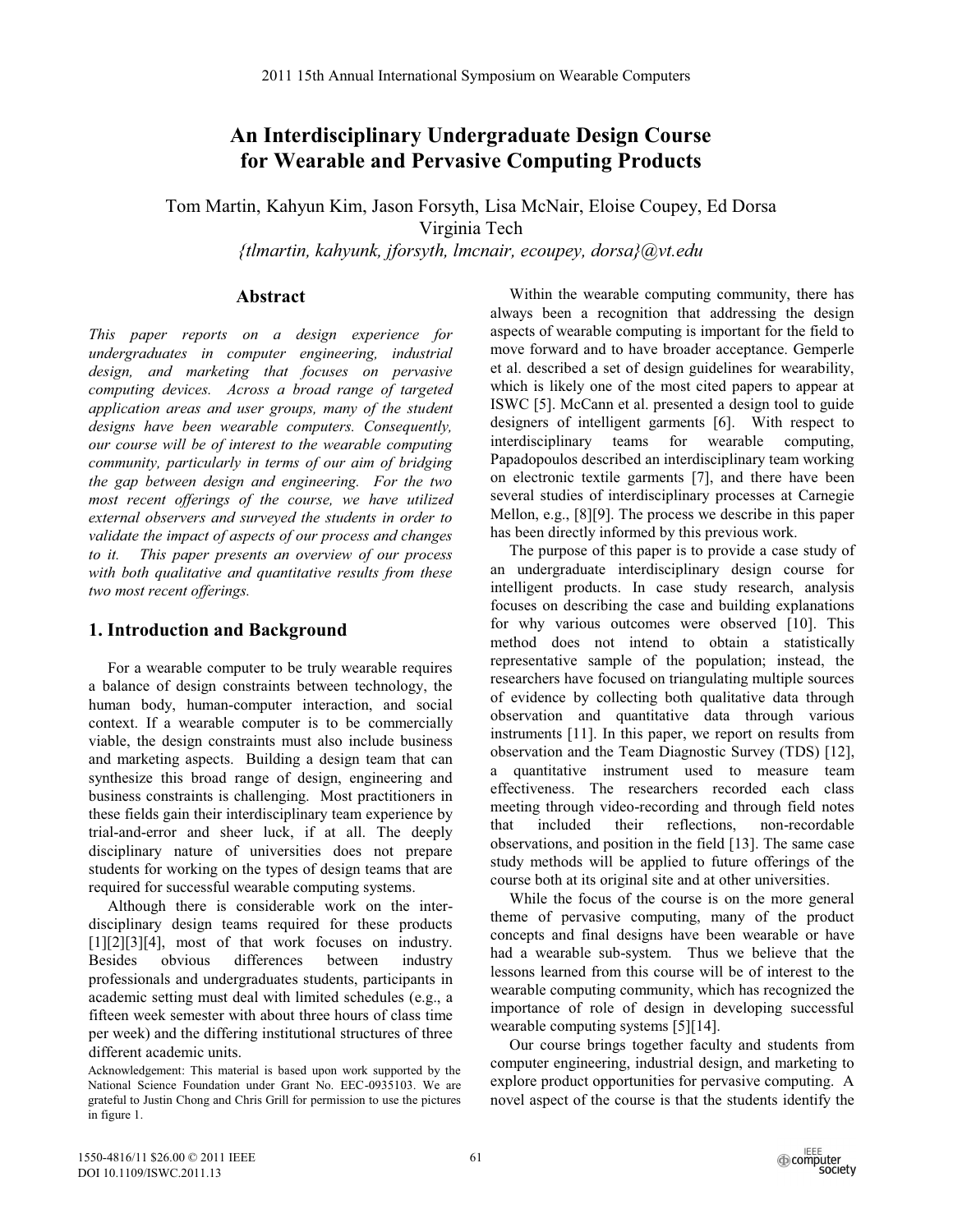# An Interdisciplinary Undergraduate Design Course for Wearable and Pervasive Computing Products

Tom Martin, Kahyun Kim, Jason Forsyth, Lisa McNair, Eloise Coupey, Ed Dorsa
Virginia Tech
*{tlmartin, kahyunk, jforsyth, lmcnair, ecoupey, dorsa}@vt.edu*

## Abstract

*This paper reports on a design experience for undergraduates in computer engineering, industrial design, and marketing that focuses on pervasive computing devices. Across a broad range of targeted application areas and user groups, many of the student designs have been wearable computers. Consequently, our course will be of interest to the wearable computing community, particularly in terms of our aim of bridging the gap between design and engineering. For the two most recent offerings of the course, we have utilized external observers and surveyed the students in order to validate the impact of aspects of our process and changes to it. This paper presents an overview of our process with both qualitative and quantitative results from these two most recent offerings.*

## 1. Introduction and Background

For a wearable computer to be truly wearable requires a balance of design constraints between technology, the human body, human-computer interaction, and social context. If a wearable computer is to be commercially viable, the design constraints must also include business and marketing aspects. Building a design team that can synthesize this broad range of design, engineering and business constraints is challenging. Most practitioners in these fields gain their interdisciplinary team experience by trial-and-error and sheer luck, if at all. The deeply disciplinary nature of universities does not prepare students for working on the types of design teams that are required for successful wearable computing systems.

Although there is considerable work on the inter-disciplinary design teams required for these products [1][2][3][4], most of that work focuses on industry. Besides obvious differences between industry professionals and undergraduates students, participants in academic setting must deal with limited schedules (e.g., a fifteen week semester with about three hours of class time per week) and the differing institutional structures of three different academic units.

Acknowledgement: This material is based upon work supported by the National Science Foundation under Grant No. EEC-0935103. We are grateful to Justin Chong and Chris Grill for permission to use the pictures in figure 1.

Within the wearable computing community, there has always been a recognition that addressing the design aspects of wearable computing is important for the field to move forward and to have broader acceptance. Gemperle et al. described a set of design guidelines for wearability, which is likely one of the most cited papers to appear at ISWC [5]. McCann et al. presented a design tool to guide designers of intelligent garments [6]. With respect to interdisciplinary teams for wearable computing, Papadopoulos described an interdisciplinary team working on electronic textile garments [7], and there have been several studies of interdisciplinary processes at Carnegie Mellon, e.g., [8][9]. The process we describe in this paper has been directly informed by this previous work.

The purpose of this paper is to provide a case study of an undergraduate interdisciplinary design course for intelligent products. In case study research, analysis focuses on describing the case and building explanations for why various outcomes were observed [10]. This method does not intend to obtain a statistically representative sample of the population; instead, the researchers have focused on triangulating multiple sources of evidence by collecting both qualitative data through observation and quantitative data through various instruments [11]. In this paper, we report on results from observation and the Team Diagnostic Survey (TDS) [12], a quantitative instrument used to measure team effectiveness. The researchers recorded each class meeting through video-recording and through field notes that included their reflections, non-recordable observations, and position in the field [13]. The same case study methods will be applied to future offerings of the course both at its original site and at other universities.

While the focus of the course is on the more general theme of pervasive computing, many of the product concepts and final designs have been wearable or have had a wearable sub-system. Thus we believe that the lessons learned from this course will be of interest to the wearable computing community, which has recognized the importance of role of design in developing successful wearable computing systems [5][14].

Our course brings together faculty and students from computer engineering, industrial design, and marketing to explore product opportunities for pervasive computing. A novel aspect of the course is that the students identify the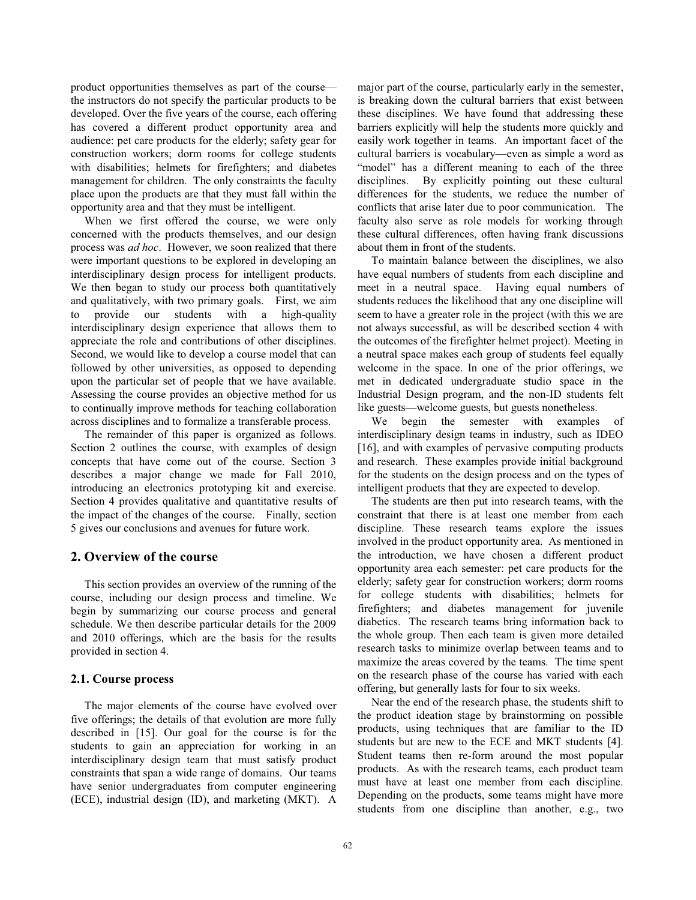product opportunities themselves as part of the course—the instructors do not specify the particular products to be developed. Over the five years of the course, each offering has covered a different product opportunity area and audience: pet care products for the elderly; safety gear for construction workers; dorm rooms for college students with disabilities; helmets for firefighters; and diabetes management for children. The only constraints the faculty place upon the products are that they must fall within the opportunity area and that they must be intelligent.

When we first offered the course, we were only concerned with the products themselves, and our design process was *ad hoc*. However, we soon realized that there were important questions to be explored in developing an interdisciplinary design process for intelligent products. We then began to study our process both quantitatively and qualitatively, with two primary goals. First, we aim to provide our students with a high-quality interdisciplinary design experience that allows them to appreciate the role and contributions of other disciplines. Second, we would like to develop a course model that can followed by other universities, as opposed to depending upon the particular set of people that we have available. Assessing the course provides an objective method for us to continually improve methods for teaching collaboration across disciplines and to formalize a transferable process.

The remainder of this paper is organized as follows. Section 2 outlines the course, with examples of design concepts that have come out of the course. Section 3 describes a major change we made for Fall 2010, introducing an electronics prototyping kit and exercise. Section 4 provides qualitative and quantitative results of the impact of the changes of the course. Finally, section 5 gives our conclusions and avenues for future work.

## 2. Overview of the course

This section provides an overview of the running of the course, including our design process and timeline. We begin by summarizing our course process and general schedule. We then describe particular details for the 2009 and 2010 offerings, which are the basis for the results provided in section 4.

### 2.1. Course process

The major elements of the course have evolved over five offerings; the details of that evolution are more fully described in [15]. Our goal for the course is for the students to gain an appreciation for working in an interdisciplinary design team that must satisfy product constraints that span a wide range of domains. Our teams have senior undergraduates from computer engineering (ECE), industrial design (ID), and marketing (MKT). A major part of the course, particularly early in the semester, is breaking down the cultural barriers that exist between these disciplines. We have found that addressing these barriers explicitly will help the students more quickly and easily work together in teams. An important facet of the cultural barriers is vocabulary—even as simple a word as "model" has a different meaning to each of the three disciplines. By explicitly pointing out these cultural differences for the students, we reduce the number of conflicts that arise later due to poor communication. The faculty also serve as role models for working through these cultural differences, often having frank discussions about them in front of the students.

To maintain balance between the disciplines, we also have equal numbers of students from each discipline and meet in a neutral space. Having equal numbers of students reduces the likelihood that any one discipline will seem to have a greater role in the project (with this we are not always successful, as will be described section 4 with the outcomes of the firefighter helmet project). Meeting in a neutral space makes each group of students feel equally welcome in the space. In one of the prior offerings, we met in dedicated undergraduate studio space in the Industrial Design program, and the non-ID students felt like guests—welcome guests, but guests nonetheless.

We begin the semester with examples of interdisciplinary design teams in industry, such as IDEO [16], and with examples of pervasive computing products and research. These examples provide initial background for the students on the design process and on the types of intelligent products that they are expected to develop.

The students are then put into research teams, with the constraint that there is at least one member from each discipline. These research teams explore the issues involved in the product opportunity area. As mentioned in the introduction, we have chosen a different product opportunity area each semester: pet care products for the elderly; safety gear for construction workers; dorm rooms for college students with disabilities; helmets for firefighters; and diabetes management for juvenile diabetics. The research teams bring information back to the whole group. Then each team is given more detailed research tasks to minimize overlap between teams and to maximize the areas covered by the teams. The time spent on the research phase of the course has varied with each offering, but generally lasts for four to six weeks.

Near the end of the research phase, the students shift to the product ideation stage by brainstorming on possible products, using techniques that are familiar to the ID students but are new to the ECE and MKT students [4]. Student teams then re-form around the most popular products. As with the research teams, each product team must have at least one member from each discipline. Depending on the products, some teams might have more students from one discipline than another, e.g., two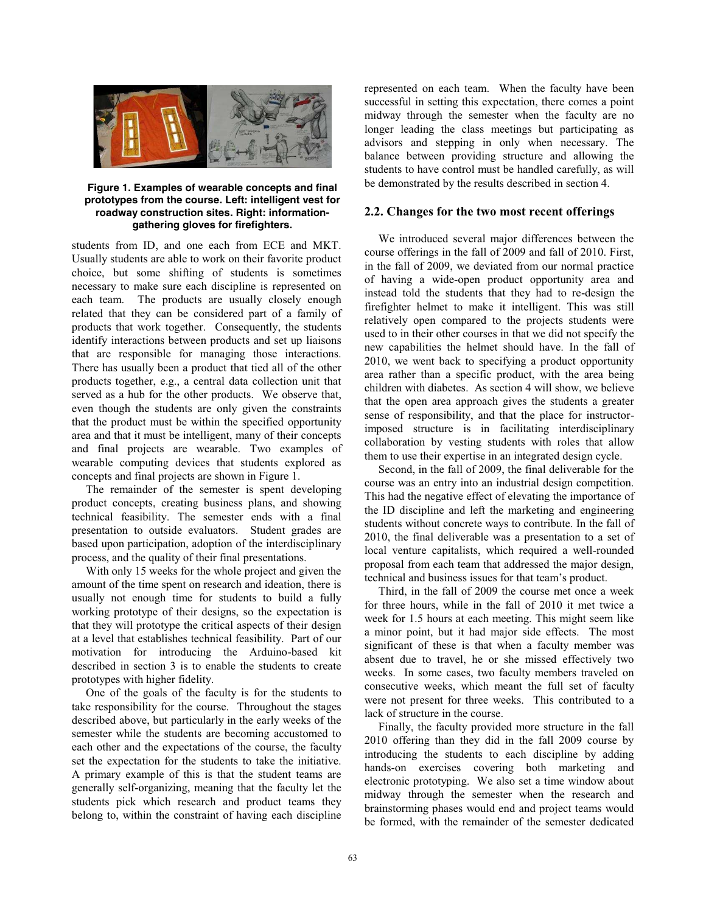Figure 1. Examples of wearable concepts and final prototypes from the course. Left: intelligent vest for roadway construction sites. Right: information-gathering gloves for firefighters.

students from ID, and one each from ECE and MKT. Usually students are able to work on their favorite product choice, but some shifting of students is sometimes necessary to make sure each discipline is represented on each team. The products are usually closely enough related that they can be considered part of a family of products that work together. Consequently, the students identify interactions between products and set up liaisons that are responsible for managing those interactions. There has usually been a product that tied all of the other products together, e.g., a central data collection unit that served as a hub for the other products. We observe that, even though the students are only given the constraints that the product must be within the specified opportunity area and that it must be intelligent, many of their concepts and final projects are wearable. Two examples of wearable computing devices that students explored as concepts and final projects are shown in Figure 1.

The remainder of the semester is spent developing product concepts, creating business plans, and showing technical feasibility. The semester ends with a final presentation to outside evaluators. Student grades are based upon participation, adoption of the interdisciplinary process, and the quality of their final presentations.

With only 15 weeks for the whole project and given the amount of the time spent on research and ideation, there is usually not enough time for students to build a fully working prototype of their designs, so the expectation is that they will prototype the critical aspects of their design at a level that establishes technical feasibility. Part of our motivation for introducing the Arduino-based kit described in section 3 is to enable the students to create prototypes with higher fidelity.

One of the goals of the faculty is for the students to take responsibility for the course. Throughout the stages described above, but particularly in the early weeks of the semester while the students are becoming accustomed to each other and the expectations of the course, the faculty set the expectation for the students to take the initiative. A primary example of this is that the student teams are generally self-organizing, meaning that the faculty let the students pick which research and product teams they belong to, within the constraint of having each discipline represented on each team. When the faculty have been successful in setting this expectation, there comes a point midway through the semester when the faculty are no longer leading the class meetings but participating as advisors and stepping in only when necessary. The balance between providing structure and allowing the students to have control must be handled carefully, as will be demonstrated by the results described in section 4.

## 2.2. Changes for the two most recent offerings

We introduced several major differences between the course offerings in the fall of 2009 and fall of 2010. First, in the fall of 2009, we deviated from our normal practice of having a wide-open product opportunity area and instead told the students that they had to re-design the firefighter helmet to make it intelligent. This was still relatively open compared to the projects students were used to in their other courses in that we did not specify the new capabilities the helmet should have. In the fall of 2010, we went back to specifying a product opportunity area rather than a specific product, with the area being children with diabetes. As section 4 will show, we believe that the open area approach gives the students a greater sense of responsibility, and that the place for instructor-imposed structure is in facilitating interdisciplinary collaboration by vesting students with roles that allow them to use their expertise in an integrated design cycle.

Second, in the fall of 2009, the final deliverable for the course was an entry into an industrial design competition. This had the negative effect of elevating the importance of the ID discipline and left the marketing and engineering students without concrete ways to contribute. In the fall of 2010, the final deliverable was a presentation to a set of local venture capitalists, which required a well-rounded proposal from each team that addressed the major design, technical and business issues for that team's product.

Third, in the fall of 2009 the course met once a week for three hours, while in the fall of 2010 it met twice a week for 1.5 hours at each meeting. This might seem like a minor point, but it had major side effects. The most significant of these is that when a faculty member was absent due to travel, he or she missed effectively two weeks. In some cases, two faculty members traveled on consecutive weeks, which meant the full set of faculty were not present for three weeks. This contributed to a lack of structure in the course.

Finally, the faculty provided more structure in the fall 2010 offering than they did in the fall 2009 course by introducing the students to each discipline by adding hands-on exercises covering both marketing and electronic prototyping. We also set a time window about midway through the semester when the research and brainstorming phases would end and project teams would be formed, with the remainder of the semester dedicated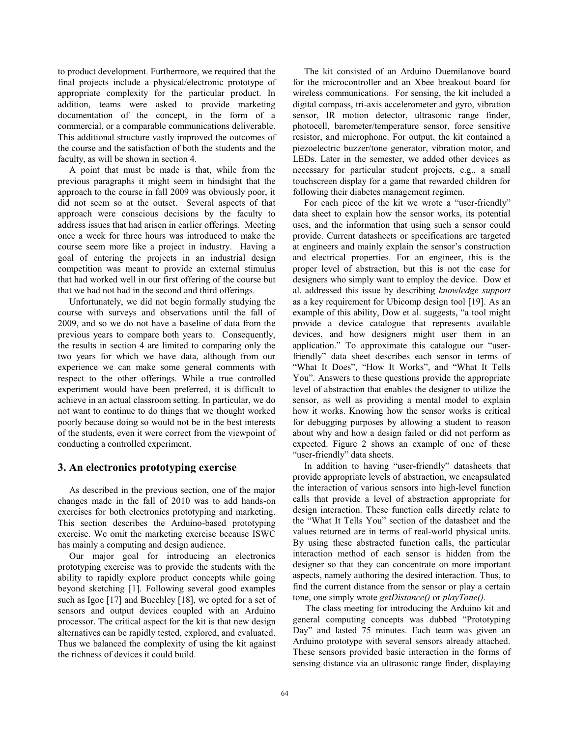to product development. Furthermore, we required that the final projects include a physical/electronic prototype of appropriate complexity for the particular product. In addition, teams were asked to provide marketing documentation of the concept, in the form of a commercial, or a comparable communications deliverable. This additional structure vastly improved the outcomes of the course and the satisfaction of both the students and the faculty, as will be shown in section 4.

A point that must be made is that, while from the previous paragraphs it might seem in hindsight that the approach to the course in fall 2009 was obviously poor, it did not seem so at the outset. Several aspects of that approach were conscious decisions by the faculty to address issues that had arisen in earlier offerings. Meeting once a week for three hours was introduced to make the course seem more like a project in industry. Having a goal of entering the projects in an industrial design competition was meant to provide an external stimulus that had worked well in our first offering of the course but that we had not had in the second and third offerings.

Unfortunately, we did not begin formally studying the course with surveys and observations until the fall of 2009, and so we do not have a baseline of data from the previous years to compare both years to. Consequently, the results in section 4 are limited to comparing only the two years for which we have data, although from our experience we can make some general comments with respect to the other offerings. While a true controlled experiment would have been preferred, it is difficult to achieve in an actual classroom setting. In particular, we do not want to continue to do things that we thought worked poorly because doing so would not be in the best interests of the students, even it were correct from the viewpoint of conducting a controlled experiment.

## 3. An electronics prototyping exercise

As described in the previous section, one of the major changes made in the fall of 2010 was to add hands-on exercises for both electronics prototyping and marketing. This section describes the Arduino-based prototyping exercise. We omit the marketing exercise because ISWC has mainly a computing and design audience.

Our major goal for introducing an electronics prototyping exercise was to provide the students with the ability to rapidly explore product concepts while going beyond sketching [1]. Following several good examples such as Igoe [17] and Buechley [18], we opted for a set of sensors and output devices coupled with an Arduino processor. The critical aspect for the kit is that new design alternatives can be rapidly tested, explored, and evaluated. Thus we balanced the complexity of using the kit against the richness of devices it could build.

The kit consisted of an Arduino Duemilanove board for the microcontroller and an Xbee breakout board for wireless communications. For sensing, the kit included a digital compass, tri-axis accelerometer and gyro, vibration sensor, IR motion detector, ultrasonic range finder, photocell, barometer/temperature sensor, force sensitive resistor, and microphone. For output, the kit contained a piezoelectric buzzer/tone generator, vibration motor, and LEDs. Later in the semester, we added other devices as necessary for particular student projects, e.g., a small touchscreen display for a game that rewarded children for following their diabetes management regimen.

For each piece of the kit we wrote a "user-friendly" data sheet to explain how the sensor works, its potential uses, and the information that using such a sensor could provide. Current datasheets or specifications are targeted at engineers and mainly explain the sensor's construction and electrical properties. For an engineer, this is the proper level of abstraction, but this is not the case for designers who simply want to employ the device. Dow et al. addressed this issue by describing *knowledge support* as a key requirement for Ubicomp design tool [19]. As an example of this ability, Dow et al. suggests, "a tool might provide a device catalogue that represents available devices, and how designers might user them in an application." To approximate this catalogue our "user-friendly" data sheet describes each sensor in terms of "What It Does", "How It Works", and "What It Tells You". Answers to these questions provide the appropriate level of abstraction that enables the designer to utilize the sensor, as well as providing a mental model to explain how it works. Knowing how the sensor works is critical for debugging purposes by allowing a student to reason about why and how a design failed or did not perform as expected. Figure 2 shows an example of one of these "user-friendly" data sheets.

In addition to having "user-friendly" datasheets that provide appropriate levels of abstraction, we encapsulated the interaction of various sensors into high-level function calls that provide a level of abstraction appropriate for design interaction. These function calls directly relate to the "What It Tells You" section of the datasheet and the values returned are in terms of real-world physical units. By using these abstracted function calls, the particular interaction method of each sensor is hidden from the designer so that they can concentrate on more important aspects, namely authoring the desired interaction. Thus, to find the current distance from the sensor or play a certain tone, one simply wrote *getDistance()* or *playTone()*.

The class meeting for introducing the Arduino kit and general computing concepts was dubbed "Prototyping Day" and lasted 75 minutes. Each team was given an Arduino prototype with several sensors already attached. These sensors provided basic interaction in the forms of sensing distance via an ultrasonic range finder, displaying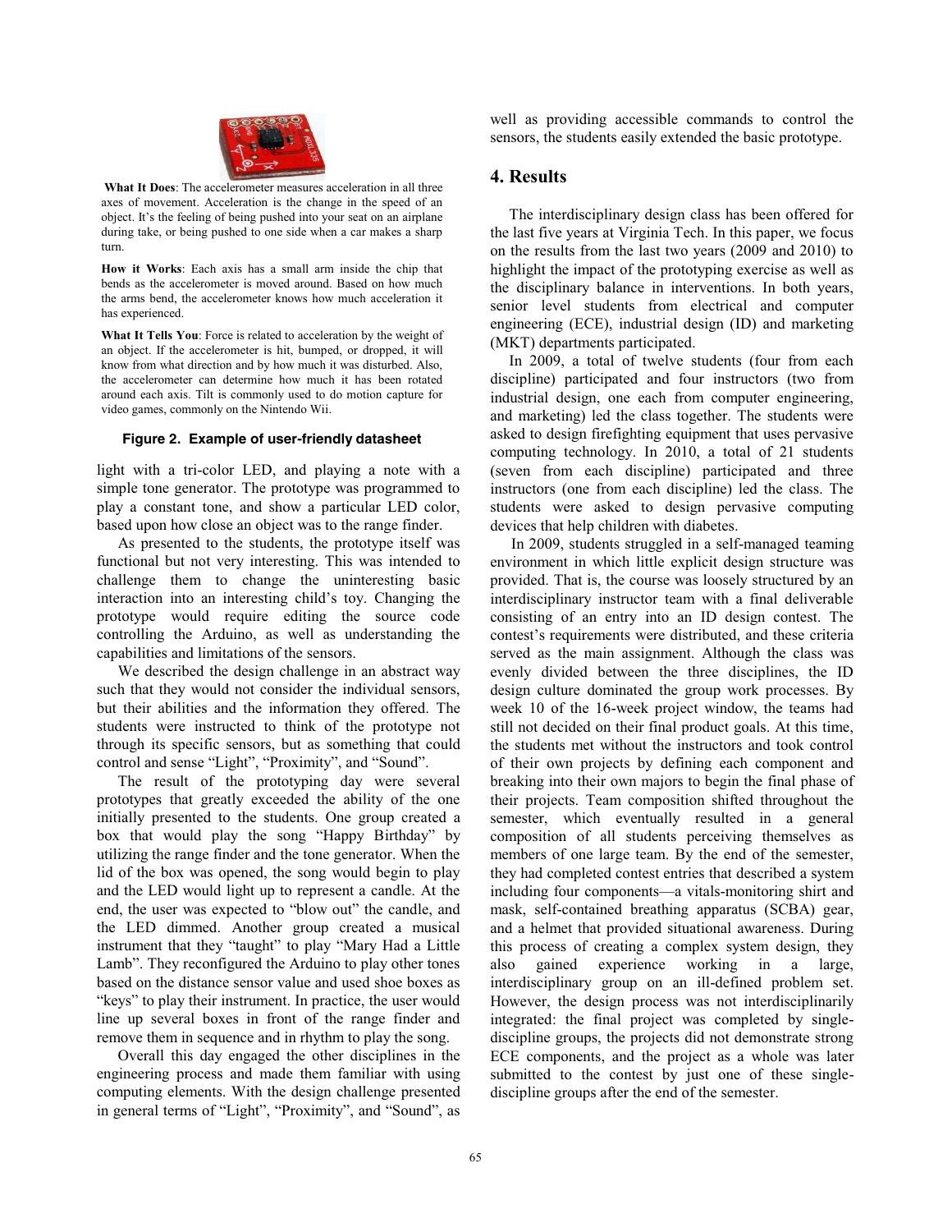**What It Does**: The accelerometer measures acceleration in all three axes of movement. Acceleration is the change in the speed of an object. It's the feeling of being pushed into your seat on an airplane during take, or being pushed to one side when a car makes a sharp turn.

**How it Works**: Each axis has a small arm inside the chip that bends as the accelerometer is moved around. Based on how much the arms bend, the accelerometer knows how much acceleration it has experienced.

**What It Tells You**: Force is related to acceleration by the weight of an object. If the accelerometer is hit, bumped, or dropped, it will know from what direction and by how much it was disturbed. Also, the accelerometer can determine how much it has been rotated around each axis. Tilt is commonly used to do motion capture for video games, commonly on the Nintendo Wii.

**Figure 2. Example of user-friendly datasheet**

light with a tri-color LED, and playing a note with a simple tone generator. The prototype was programmed to play a constant tone, and show a particular LED color, based upon how close an object was to the range finder.

As presented to the students, the prototype itself was functional but not very interesting. This was intended to challenge them to change the uninteresting basic interaction into an interesting child's toy. Changing the prototype would require editing the source code controlling the Arduino, as well as understanding the capabilities and limitations of the sensors.

We described the design challenge in an abstract way such that they would not consider the individual sensors, but their abilities and the information they offered. The students were instructed to think of the prototype not through its specific sensors, but as something that could control and sense "Light", "Proximity", and "Sound".

The result of the prototyping day were several prototypes that greatly exceeded the ability of the one initially presented to the students. One group created a box that would play the song "Happy Birthday" by utilizing the range finder and the tone generator. When the lid of the box was opened, the song would begin to play and the LED would light up to represent a candle. At the end, the user was expected to "blow out" the candle, and the LED dimmed. Another group created a musical instrument that they "taught" to play "Mary Had a Little Lamb". They reconfigured the Arduino to play other tones based on the distance sensor value and used shoe boxes as "keys" to play their instrument. In practice, the user would line up several boxes in front of the range finder and remove them in sequence and in rhythm to play the song.

Overall this day engaged the other disciplines in the engineering process and made them familiar with using computing elements. With the design challenge presented in general terms of "Light", "Proximity", and "Sound", as well as providing accessible commands to control the sensors, the students easily extended the basic prototype.

## 4. Results

The interdisciplinary design class has been offered for the last five years at Virginia Tech. In this paper, we focus on the results from the last two years (2009 and 2010) to highlight the impact of the prototyping exercise as well as the disciplinary balance in interventions. In both years, senior level students from electrical and computer engineering (ECE), industrial design (ID) and marketing (MKT) departments participated.

In 2009, a total of twelve students (four from each discipline) participated and four instructors (two from industrial design, one each from computer engineering, and marketing) led the class together. The students were asked to design firefighting equipment that uses pervasive computing technology. In 2010, a total of 21 students (seven from each discipline) participated and three instructors (one from each discipline) led the class. The students were asked to design pervasive computing devices that help children with diabetes.

In 2009, students struggled in a self-managed teaming environment in which little explicit design structure was provided. That is, the course was loosely structured by an interdisciplinary instructor team with a final deliverable consisting of an entry into an ID design contest. The contest's requirements were distributed, and these criteria served as the main assignment. Although the class was evenly divided between the three disciplines, the ID design culture dominated the group work processes. By week 10 of the 16-week project window, the teams had still not decided on their final product goals. At this time, the students met without the instructors and took control of their own projects by defining each component and breaking into their own majors to begin the final phase of their projects. Team composition shifted throughout the semester, which eventually resulted in a general composition of all students perceiving themselves as members of one large team. By the end of the semester, they had completed contest entries that described a system including four components—a vitals-monitoring shirt and mask, self-contained breathing apparatus (SCBA) gear, and a helmet that provided situational awareness. During this process of creating a complex system design, they also gained experience working in a large, interdisciplinary group on an ill-defined problem set. However, the design process was not interdisciplinarily integrated: the final project was completed by single-discipline groups, the projects did not demonstrate strong ECE components, and the project as a whole was later submitted to the contest by just one of these single-discipline groups after the end of the semester.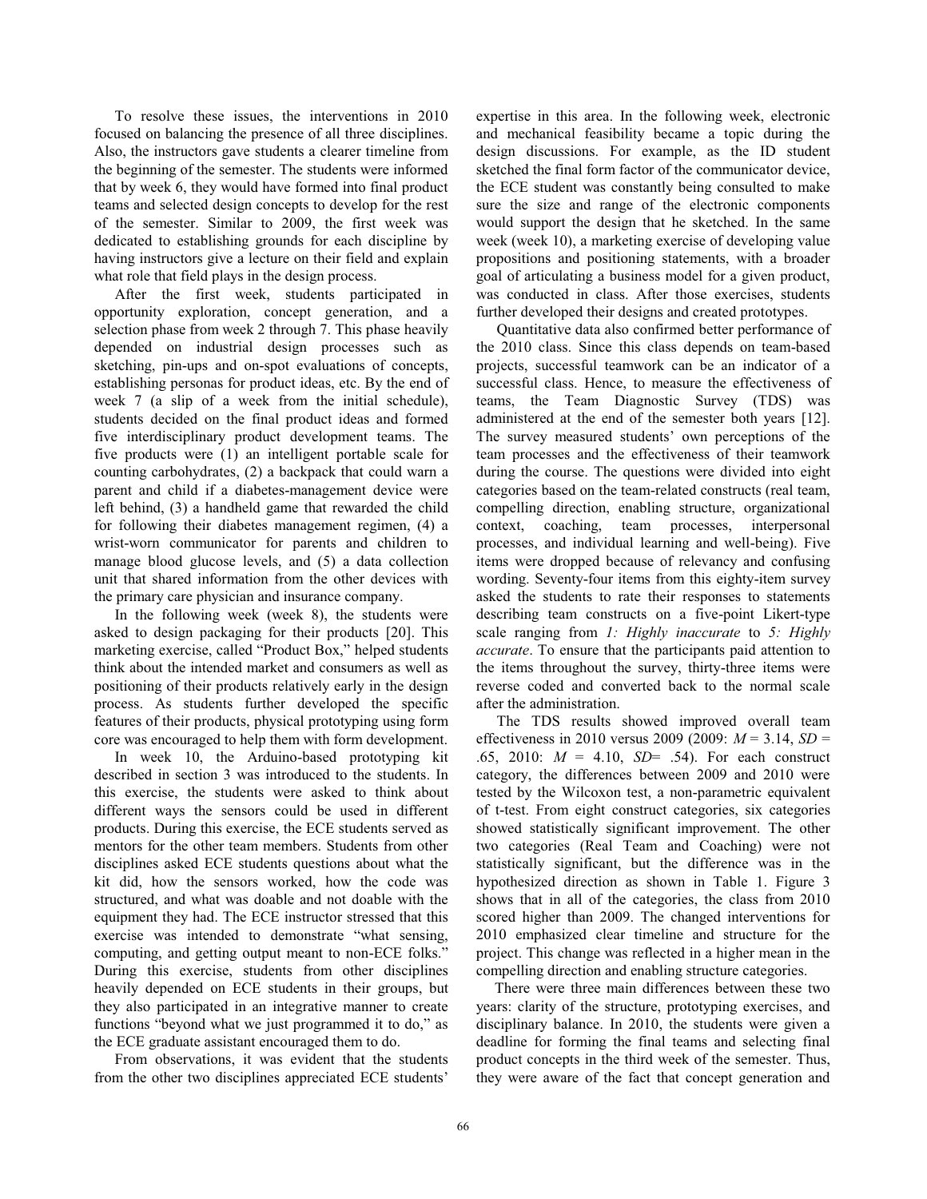To resolve these issues, the interventions in 2010 focused on balancing the presence of all three disciplines. Also, the instructors gave students a clearer timeline from the beginning of the semester. The students were informed that by week 6, they would have formed into final product teams and selected design concepts to develop for the rest of the semester. Similar to 2009, the first week was dedicated to establishing grounds for each discipline by having instructors give a lecture on their field and explain what role that field plays in the design process.

After the first week, students participated in opportunity exploration, concept generation, and a selection phase from week 2 through 7. This phase heavily depended on industrial design processes such as sketching, pin-ups and on-spot evaluations of concepts, establishing personas for product ideas, etc. By the end of week 7 (a slip of a week from the initial schedule), students decided on the final product ideas and formed five interdisciplinary product development teams. The five products were (1) an intelligent portable scale for counting carbohydrates, (2) a backpack that could warn a parent and child if a diabetes-management device were left behind, (3) a handheld game that rewarded the child for following their diabetes management regimen, (4) a wrist-worn communicator for parents and children to manage blood glucose levels, and (5) a data collection unit that shared information from the other devices with the primary care physician and insurance company.

In the following week (week 8), the students were asked to design packaging for their products [20]. This marketing exercise, called "Product Box," helped students think about the intended market and consumers as well as positioning of their products relatively early in the design process. As students further developed the specific features of their products, physical prototyping using form core was encouraged to help them with form development.

In week 10, the Arduino-based prototyping kit described in section 3 was introduced to the students. In this exercise, the students were asked to think about different ways the sensors could be used in different products. During this exercise, the ECE students served as mentors for the other team members. Students from other disciplines asked ECE students questions about what the kit did, how the sensors worked, how the code was structured, and what was doable and not doable with the equipment they had. The ECE instructor stressed that this exercise was intended to demonstrate "what sensing, computing, and getting output meant to non-ECE folks." During this exercise, students from other disciplines heavily depended on ECE students in their groups, but they also participated in an integrative manner to create functions "beyond what we just programmed it to do," as the ECE graduate assistant encouraged them to do.

From observations, it was evident that the students from the other two disciplines appreciated ECE students' expertise in this area. In the following week, electronic and mechanical feasibility became a topic during the design discussions. For example, as the ID student sketched the final form factor of the communicator device, the ECE student was constantly being consulted to make sure the size and range of the electronic components would support the design that he sketched. In the same week (week 10), a marketing exercise of developing value propositions and positioning statements, with a broader goal of articulating a business model for a given product, was conducted in class. After those exercises, students further developed their designs and created prototypes.

Quantitative data also confirmed better performance of the 2010 class. Since this class depends on team-based projects, successful teamwork can be an indicator of a successful class. Hence, to measure the effectiveness of teams, the Team Diagnostic Survey (TDS) was administered at the end of the semester both years [12]. The survey measured students' own perceptions of the team processes and the effectiveness of their teamwork during the course. The questions were divided into eight categories based on the team-related constructs (real team, compelling direction, enabling structure, organizational context, coaching, team processes, interpersonal processes, and individual learning and well-being). Five items were dropped because of relevancy and confusing wording. Seventy-four items from this eighty-item survey asked the students to rate their responses to statements describing team constructs on a five-point Likert-type scale ranging from *1: Highly inaccurate* to *5: Highly accurate*. To ensure that the participants paid attention to the items throughout the survey, thirty-three items were reverse coded and converted back to the normal scale after the administration.

The TDS results showed improved overall team effectiveness in 2010 versus 2009 (2009: $M = 3.14$, $SD = .65$, 2010: $M = 4.10$, $SD = .54$). For each construct category, the differences between 2009 and 2010 were tested by the Wilcoxon test, a non-parametric equivalent of t-test. From eight construct categories, six categories showed statistically significant improvement. The other two categories (Real Team and Coaching) were not statistically significant, but the difference was in the hypothesized direction as shown in Table 1. Figure 3 shows that in all of the categories, the class from 2010 scored higher than 2009. The changed interventions for 2010 emphasized clear timeline and structure for the project. This change was reflected in a higher mean in the compelling direction and enabling structure categories.

There were three main differences between these two years: clarity of the structure, prototyping exercises, and disciplinary balance. In 2010, the students were given a deadline for forming the final teams and selecting final product concepts in the third week of the semester. Thus, they were aware of the fact that concept generation and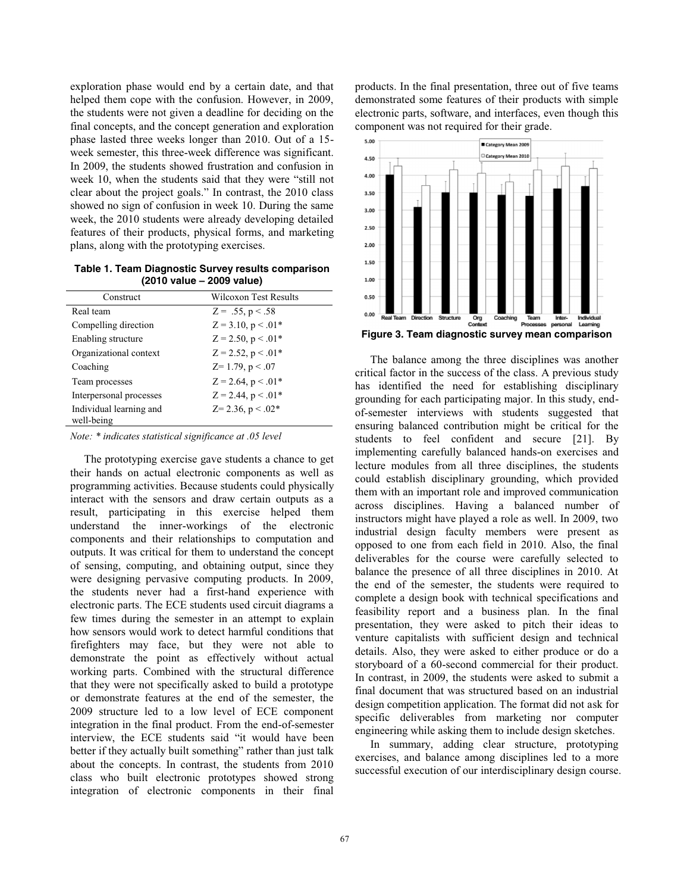exploration phase would end by a certain date, and that helped them cope with the confusion. However, in 2009, the students were not given a deadline for deciding on the final concepts, and the concept generation and exploration phase lasted three weeks longer than 2010. Out of a 15-week semester, this three-week difference was significant. In 2009, the students showed frustration and confusion in week 10, when the students said that they were "still not clear about the project goals." In contrast, the 2010 class showed no sign of confusion in week 10. During the same week, the 2010 students were already developing detailed features of their products, physical forms, and marketing plans, along with the prototyping exercises.

**Table 1. Team Diagnostic Survey results comparison (2010 value – 2009 value)**

| Construct | Wilcoxon Test Results |
|---|---|
| Real team | $Z = .55, p < .58$ |
| Compelling direction | $Z = 3.10, p < .01$* |
| Enabling structure | $Z = 2.50, p < .01$* |
| Organizational context | $Z = 2.52, p < .01$* |
| Coaching | $Z = 1.79, p < .07$ |
| Team processes | $Z = 2.64, p < .01$* |
| Interpersonal processes | $Z = 2.44, p < .01$* |
| Individual learning and well-being | $Z = 2.36, p < .02$* |

*Note: * indicates statistical significance at .05 level*

The prototyping exercise gave students a chance to get their hands on actual electronic components as well as programming activities. Because students could physically interact with the sensors and draw certain outputs as a result, participating in this exercise helped them understand the inner-workings of the electronic components and their relationships to computation and outputs. It was critical for them to understand the concept of sensing, computing, and obtaining output, since they were designing pervasive computing products. In 2009, the students never had a first-hand experience with electronic parts. The ECE students used circuit diagrams a few times during the semester in an attempt to explain how sensors would work to detect harmful conditions that firefighters may face, but they were not able to demonstrate the point as effectively without actual working parts. Combined with the structural difference that they were not specifically asked to build a prototype or demonstrate features at the end of the semester, the 2009 structure led to a low level of ECE component integration in the final product. From the end-of-semester interview, the ECE students said "it would have been better if they actually built something" rather than just talk about the concepts. In contrast, the students from 2010 class who built electronic prototypes showed strong integration of electronic components in their final products. In the final presentation, three out of five teams demonstrated some features of their products with simple electronic parts, software, and interfaces, even though this component was not required for their grade.

**Figure 3. Team diagnostic survey mean comparison**

The balance among the three disciplines was another critical factor in the success of the class. A previous study has identified the need for establishing disciplinary grounding for each participating major. In this study, end-of-semester interviews with students suggested that ensuring balanced contribution might be critical for the students to feel confident and secure [21]. By implementing carefully balanced hands-on exercises and lecture modules from all three disciplines, the students could establish disciplinary grounding, which provided them with an important role and improved communication across disciplines. Having a balanced number of instructors might have played a role as well. In 2009, two industrial design faculty members were present as opposed to one from each field in 2010. Also, the final deliverables for the course were carefully selected to balance the presence of all three disciplines in 2010. At the end of the semester, the students were required to complete a design book with technical specifications and feasibility report and a business plan. In the final presentation, they were asked to pitch their ideas to venture capitalists with sufficient design and technical details. Also, they were asked to either produce or do a storyboard of a 60-second commercial for their product. In contrast, in 2009, the students were asked to submit a final document that was structured based on an industrial design competition application. The format did not ask for specific deliverables from marketing nor computer engineering while asking them to include design sketches.

In summary, adding clear structure, prototyping exercises, and balance among disciplines led to a more successful execution of our interdisciplinary design course.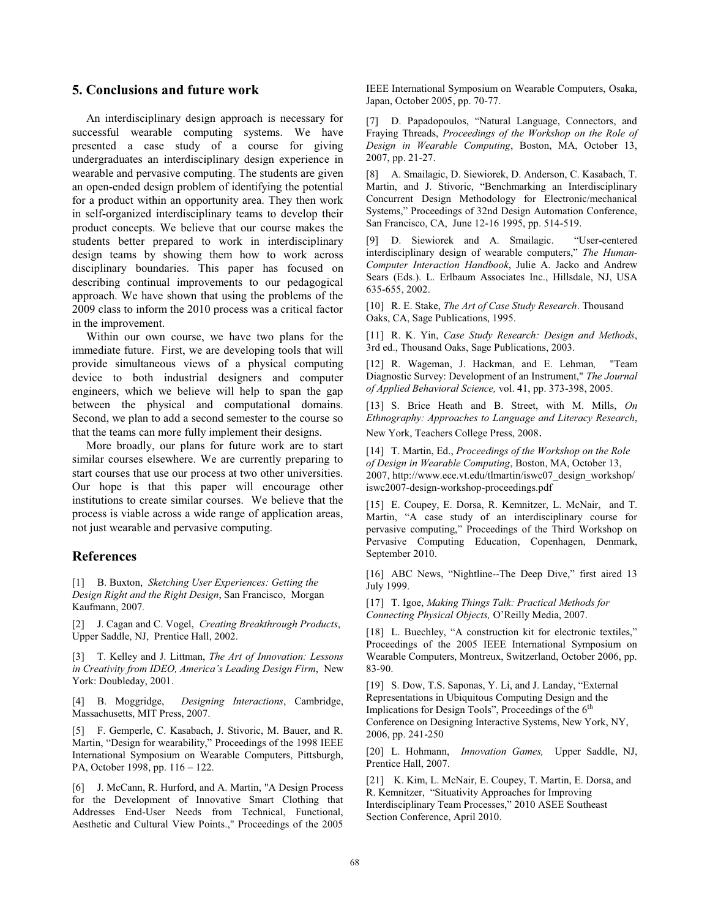## 5. Conclusions and future work

An interdisciplinary design approach is necessary for successful wearable computing systems. We have presented a case study of a course for giving undergraduates an interdisciplinary design experience in wearable and pervasive computing. The students are given an open-ended design problem of identifying the potential for a product within an opportunity area. They then work in self-organized interdisciplinary teams to develop their product concepts. We believe that our course makes the students better prepared to work in interdisciplinary design teams by showing them how to work across disciplinary boundaries. This paper has focused on describing continual improvements to our pedagogical approach. We have shown that using the problems of the 2009 class to inform the 2010 process was a critical factor in the improvement.

Within our own course, we have two plans for the immediate future. First, we are developing tools that will provide simultaneous views of a physical computing device to both industrial designers and computer engineers, which we believe will help to span the gap between the physical and computational domains. Second, we plan to add a second semester to the course so that the teams can more fully implement their designs.

More broadly, our plans for future work are to start similar courses elsewhere. We are currently preparing to start courses that use our process at two other universities. Our hope is that this paper will encourage other institutions to create similar courses. We believe that the process is viable across a wide range of application areas, not just wearable and pervasive computing.

## References

[1] B. Buxton, *Sketching User Experiences: Getting the Design Right and the Right Design*, San Francisco, Morgan Kaufmann, 2007.

[2] J. Cagan and C. Vogel, *Creating Breakthrough Products*, Upper Saddle, NJ, Prentice Hall, 2002.

[3] T. Kelley and J. Littman, *The Art of Innovation: Lessons in Creativity from IDEO, America's Leading Design Firm*, New York: Doubleday, 2001.

[4] B. Moggridge, *Designing Interactions*, Cambridge, Massachusetts, MIT Press, 2007.

[5] F. Gemperle, C. Kasabach, J. Stivoric, M. Bauer, and R. Martin, "Design for wearability," Proceedings of the 1998 IEEE International Symposium on Wearable Computers, Pittsburgh, PA, October 1998, pp. 116 – 122.

[6] J. McCann, R. Hurford, and A. Martin, "A Design Process for the Development of Innovative Smart Clothing that Addresses End-User Needs from Technical, Functional, Aesthetic and Cultural View Points.," Proceedings of the 2005 IEEE International Symposium on Wearable Computers, Osaka, Japan, October 2005, pp. 70-77.

[7] D. Papadopoulos, "Natural Language, Connectors, and Fraying Threads, *Proceedings of the Workshop on the Role of Design in Wearable Computing*, Boston, MA, October 13, 2007, pp. 21-27.

[8] A. Smailagic, D. Siewiorek, D. Anderson, C. Kasabach, T. Martin, and J. Stivoric, "Benchmarking an Interdisciplinary Concurrent Design Methodology for Electronic/mechanical Systems," Proceedings of 32nd Design Automation Conference, San Francisco, CA, June 12-16 1995, pp. 514-519.

[9] D. Siewiorek and A. Smailagic. "User-centered interdisciplinary design of wearable computers," *The Human-Computer Interaction Handbook*, Julie A. Jacko and Andrew Sears (Eds.). L. Erlbaum Associates Inc., Hillsdale, NJ, USA 635-655, 2002.

[10] R. E. Stake, *The Art of Case Study Research*. Thousand Oaks, CA, Sage Publications, 1995.

[11] R. K. Yin, *Case Study Research: Design and Methods*, 3rd ed., Thousand Oaks, Sage Publications, 2003.

[12] R. Wageman, J. Hackman, and E. Lehman, "Team Diagnostic Survey: Development of an Instrument," *The Journal of Applied Behavioral Science,* vol. 41, pp. 373-398, 2005.

[13] S. Brice Heath and B. Street, with M. Mills, *On Ethnography: Approaches to Language and Literacy Research*, New York, Teachers College Press, 2008.

[14] T. Martin, Ed., *Proceedings of the Workshop on the Role of Design in Wearable Computing*, Boston, MA, October 13, 2007, http://www.ece.vt.edu/tlmartin/iswc07_design_workshop/iswc2007-design-workshop-proceedings.pdf

[15] E. Coupey, E. Dorsa, R. Kemnitzer, L. McNair, and T. Martin, "A case study of an interdisciplinary course for pervasive computing," Proceedings of the Third Workshop on Pervasive Computing Education, Copenhagen, Denmark, September 2010.

[16] ABC News, "Nightline--The Deep Dive," first aired 13 July 1999.

[17] T. Igoe, *Making Things Talk: Practical Methods for Connecting Physical Objects,* O'Reilly Media, 2007.

[18] L. Buechley, "A construction kit for electronic textiles," Proceedings of the 2005 IEEE International Symposium on Wearable Computers, Montreux, Switzerland, October 2006, pp. 83-90.

[19] S. Dow, T.S. Saponas, Y. Li, and J. Landay, "External Representations in Ubiquitous Computing Design and the Implications for Design Tools", Proceedings of the 6th Conference on Designing Interactive Systems, New York, NY, 2006, pp. 241-250

[20] L. Hohmann, *Innovation Games,* Upper Saddle, NJ, Prentice Hall, 2007.

[21] K. Kim, L. McNair, E. Coupey, T. Martin, E. Dorsa, and R. Kemnitzer, "Situativity Approaches for Improving Interdisciplinary Team Processes," 2010 ASEE Southeast Section Conference, April 2010.